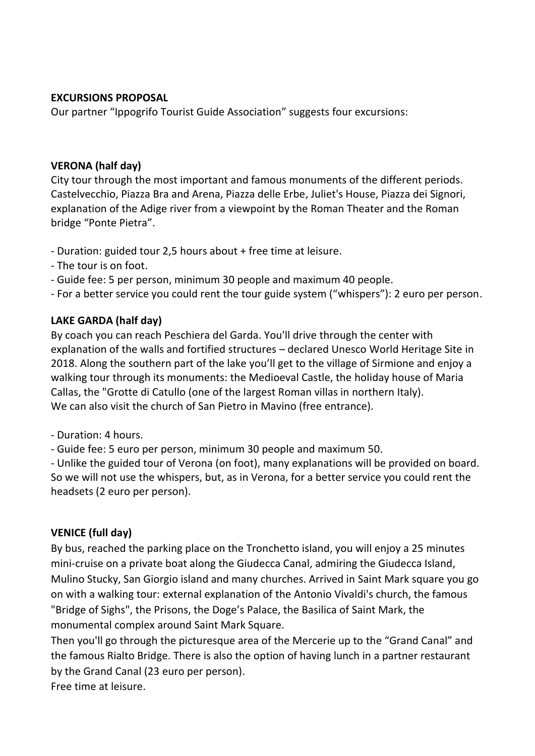**EXCURSIONS PROPOSAL**

Our partner "Ippogrifo Tourist Guide Association" suggests four excursions:

**VERONA (half day)**

City tour through the most important and famous monuments of the different periods. Castelvecchio, Piazza Bra and Arena, Piazza delle Erbe, Juliet's House, Piazza dei Signori, explanation of the Adige river from a viewpoint by the Roman Theater and the Roman bridge "Ponte Pietra".

- Duration: guided tour 2,5 hours about + free time at leisure.
- The tour is on foot.
- Guide fee: 5 per person, minimum 30 people and maximum 40 people.
- For a better service you could rent the tour guide system ("whispers"): 2 euro per person.

**LAKE GARDA (half day)**

By coach you can reach Peschiera del Garda. You'll drive through the center with explanation of the walls and fortified structures – declared Unesco World Heritage Site in 2018. Along the southern part of the lake you'll get to the village of Sirmione and enjoy a walking tour through its monuments: the Medioeval Castle, the holiday house of Maria Callas, the "Grotte di Catullo (one of the largest Roman villas in northern Italy).
We can also visit the church of San Pietro in Mavino (free entrance).

- Duration: 4 hours.
- Guide fee: 5 euro per person, minimum 30 people and maximum 50.
- Unlike the guided tour of Verona (on foot), many explanations will be provided on board. So we will not use the whispers, but, as in Verona, for a better service you could rent the headsets (2 euro per person).

**VENICE (full day)**

By bus, reached the parking place on the Tronchetto island, you will enjoy a 25 minutes mini-cruise on a private boat along the Giudecca Canal, admiring the Giudecca Island, Mulino Stucky, San Giorgio island and many churches. Arrived in Saint Mark square you go on with a walking tour: external explanation of the Antonio Vivaldi's church, the famous "Bridge of Sighs", the Prisons, the Doge's Palace, the Basilica of Saint Mark, the monumental complex around Saint Mark Square.
Then you'll go through the picturesque area of the Mercerie up to the "Grand Canal" and the famous Rialto Bridge. There is also the option of having lunch in a partner restaurant by the Grand Canal (23 euro per person).
Free time at leisure.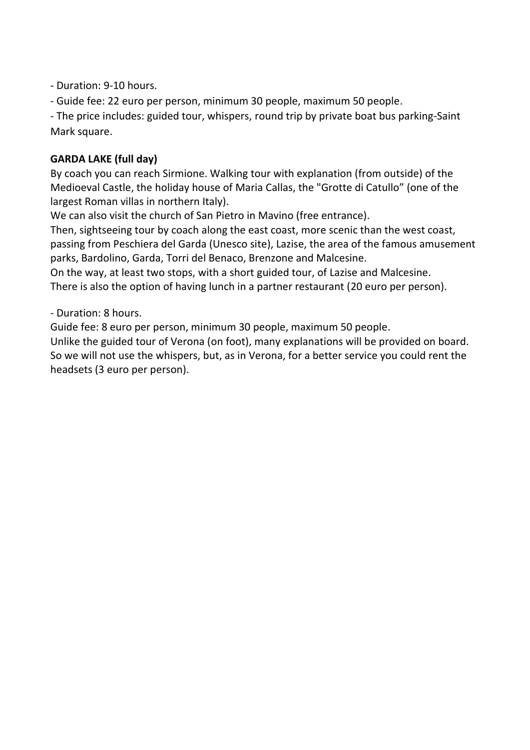- Duration: 9-10 hours.
- Guide fee: 22 euro per person, minimum 30 people, maximum 50 people.
- The price includes: guided tour, whispers, round trip by private boat bus parking-Saint Mark square.

**GARDA LAKE (full day)**

By coach you can reach Sirmione. Walking tour with explanation (from outside) of the Medioeval Castle, the holiday house of Maria Callas, the "Grotte di Catullo" (one of the largest Roman villas in northern Italy).

We can also visit the church of San Pietro in Mavino (free entrance).

Then, sightseeing tour by coach along the east coast, more scenic than the west coast, passing from Peschiera del Garda (Unesco site), Lazise, the area of the famous amusement parks, Bardolino, Garda, Torri del Benaco, Brenzone and Malcesine.

On the way, at least two stops, with a short guided tour, of Lazise and Malcesine.

There is also the option of having lunch in a partner restaurant (20 euro per person).

- Duration: 8 hours.

Guide fee: 8 euro per person, minimum 30 people, maximum 50 people.

Unlike the guided tour of Verona (on foot), many explanations will be provided on board. So we will not use the whispers, but, as in Verona, for a better service you could rent the headsets (3 euro per person).